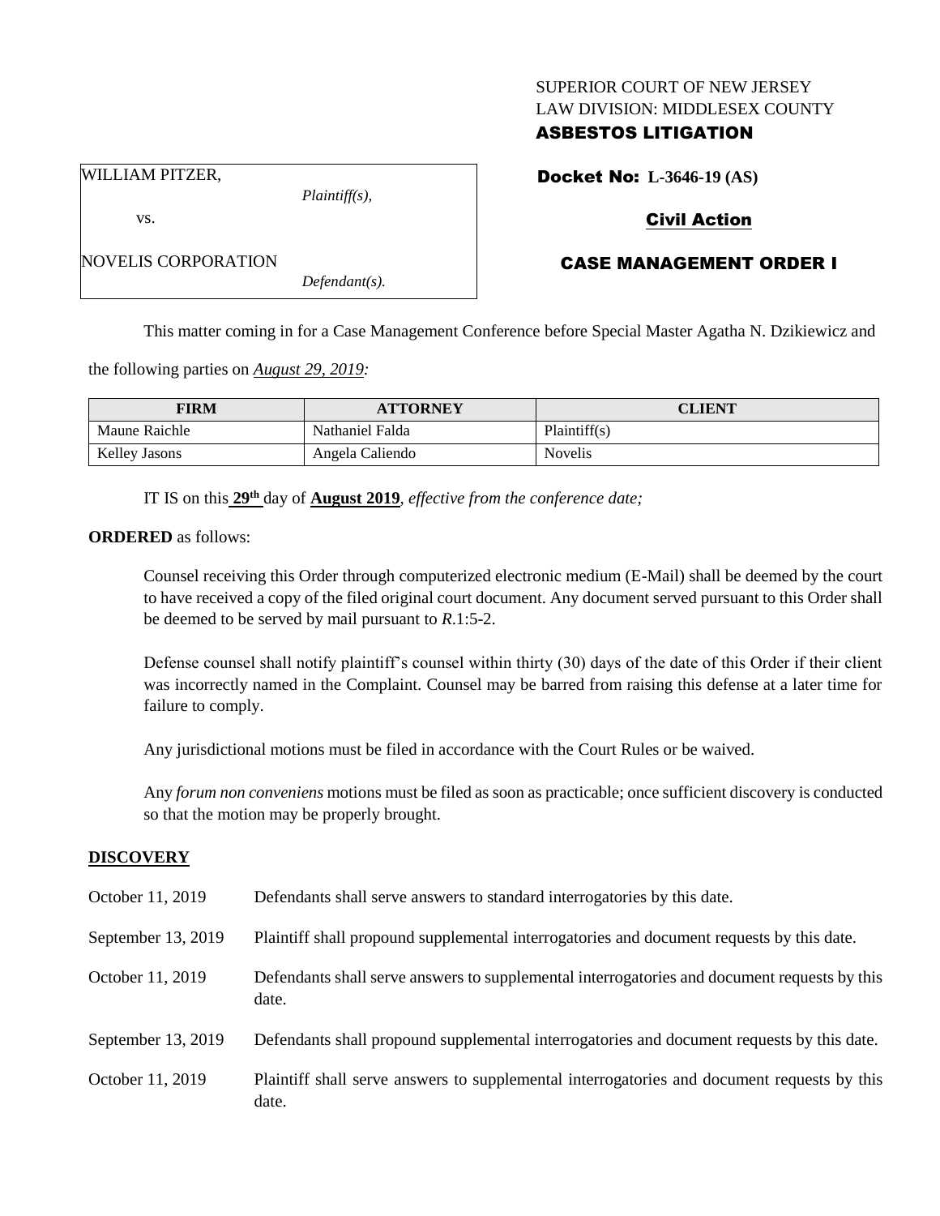SUPERIOR COURT OF NEW JERSEY
LAW DIVISION: MIDDLESEX COUNTY

**ASBESTOS LITIGATION**

| WILLIAM PITZER, *Plaintiff(s),* vs. NOVELIS CORPORATION *Defendant(s).* |
|---|

**Docket No: L-3646-19 (AS)**

**Civil Action**

**CASE MANAGEMENT ORDER I**

This matter coming in for a Case Management Conference before Special Master Agatha N. Dzikiewicz and the following parties on *August 29, 2019:*

| FIRM | ATTORNEY | CLIENT |
|---|---|---|
| Maune Raichle | Nathaniel Falda | Plaintiff(s) |
| Kelley Jasons | Angela Caliendo | Novelis |

IT IS on this **29th** day of **August 2019**, *effective from the conference date;*

**ORDERED** as follows:

Counsel receiving this Order through computerized electronic medium (E-Mail) shall be deemed by the court to have received a copy of the filed original court document. Any document served pursuant to this Order shall be deemed to be served by mail pursuant to *R*.1:5-2.

Defense counsel shall notify plaintiff's counsel within thirty (30) days of the date of this Order if their client was incorrectly named in the Complaint. Counsel may be barred from raising this defense at a later time for failure to comply.

Any jurisdictional motions must be filed in accordance with the Court Rules or be waived.

Any *forum non conveniens* motions must be filed as soon as practicable; once sufficient discovery is conducted so that the motion may be properly brought.

## DISCOVERY

| | |
|---|---|
| October 11, 2019 | Defendants shall serve answers to standard interrogatories by this date. |
| September 13, 2019 | Plaintiff shall propound supplemental interrogatories and document requests by this date. |
| October 11, 2019 | Defendants shall serve answers to supplemental interrogatories and document requests by this date. |
| September 13, 2019 | Defendants shall propound supplemental interrogatories and document requests by this date. |
| October 11, 2019 | Plaintiff shall serve answers to supplemental interrogatories and document requests by this date. |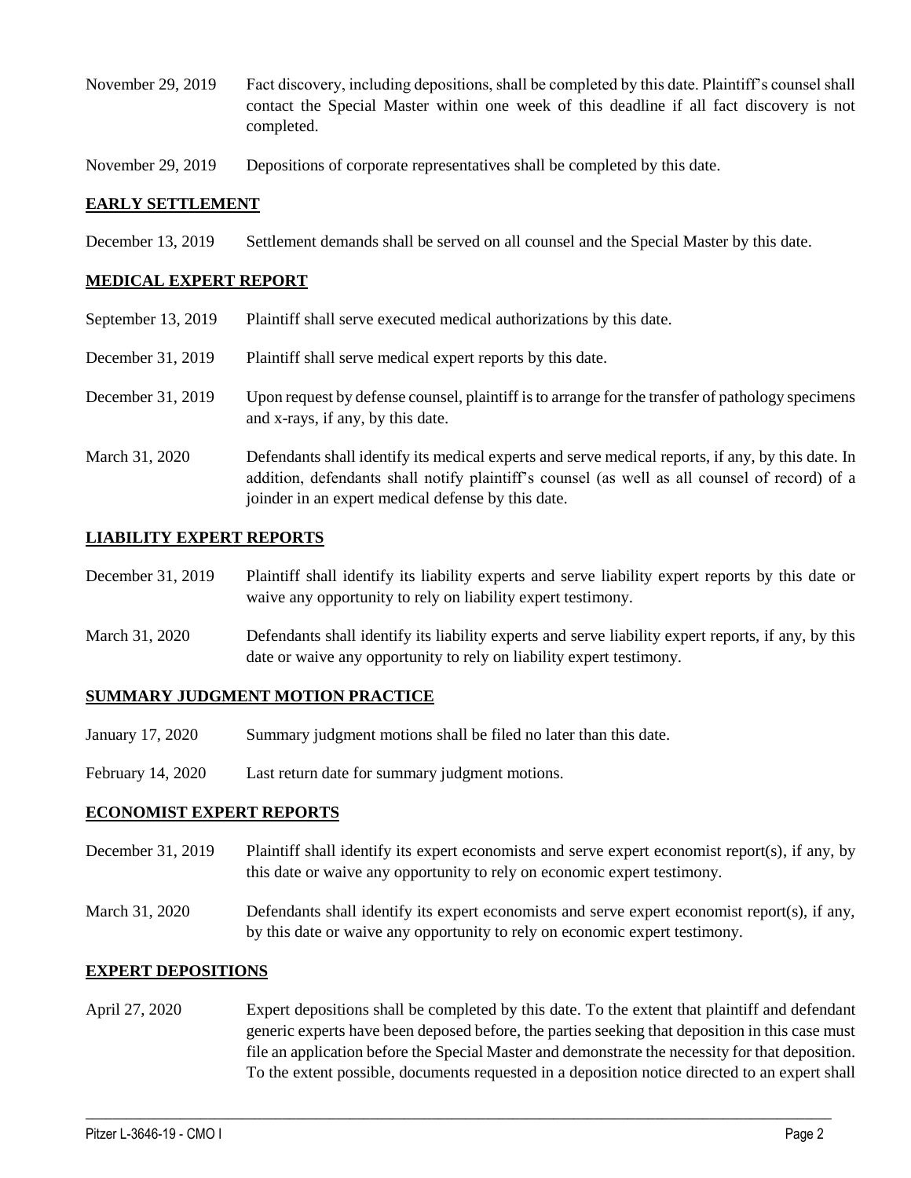| | |
|---|---|
| November 29, 2019 | Fact discovery, including depositions, shall be completed by this date. Plaintiff's counsel shall contact the Special Master within one week of this deadline if all fact discovery is not completed. |
| November 29, 2019 | Depositions of corporate representatives shall be completed by this date. |

**EARLY SETTLEMENT**

| | |
|---|---|
| December 13, 2019 | Settlement demands shall be served on all counsel and the Special Master by this date. |

**MEDICAL EXPERT REPORT**

| | |
|---|---|
| September 13, 2019 | Plaintiff shall serve executed medical authorizations by this date. |
| December 31, 2019 | Plaintiff shall serve medical expert reports by this date. |
| December 31, 2019 | Upon request by defense counsel, plaintiff is to arrange for the transfer of pathology specimens and x-rays, if any, by this date. |
| March 31, 2020 | Defendants shall identify its medical experts and serve medical reports, if any, by this date. In addition, defendants shall notify plaintiff's counsel (as well as all counsel of record) of a joinder in an expert medical defense by this date. |

**LIABILITY EXPERT REPORTS**

| | |
|---|---|
| December 31, 2019 | Plaintiff shall identify its liability experts and serve liability expert reports by this date or waive any opportunity to rely on liability expert testimony. |
| March 31, 2020 | Defendants shall identify its liability experts and serve liability expert reports, if any, by this date or waive any opportunity to rely on liability expert testimony. |

**SUMMARY JUDGMENT MOTION PRACTICE**

| | |
|---|---|
| January 17, 2020 | Summary judgment motions shall be filed no later than this date. |
| February 14, 2020 | Last return date for summary judgment motions. |

**ECONOMIST EXPERT REPORTS**

| | |
|---|---|
| December 31, 2019 | Plaintiff shall identify its expert economists and serve expert economist report(s), if any, by this date or waive any opportunity to rely on economic expert testimony. |
| March 31, 2020 | Defendants shall identify its expert economists and serve expert economist report(s), if any, by this date or waive any opportunity to rely on economic expert testimony. |

**EXPERT DEPOSITIONS**

| | |
|---|---|
| April 27, 2020 | Expert depositions shall be completed by this date. To the extent that plaintiff and defendant generic experts have been deposed before, the parties seeking that deposition in this case must file an application before the Special Master and demonstrate the necessity for that deposition. To the extent possible, documents requested in a deposition notice directed to an expert shall |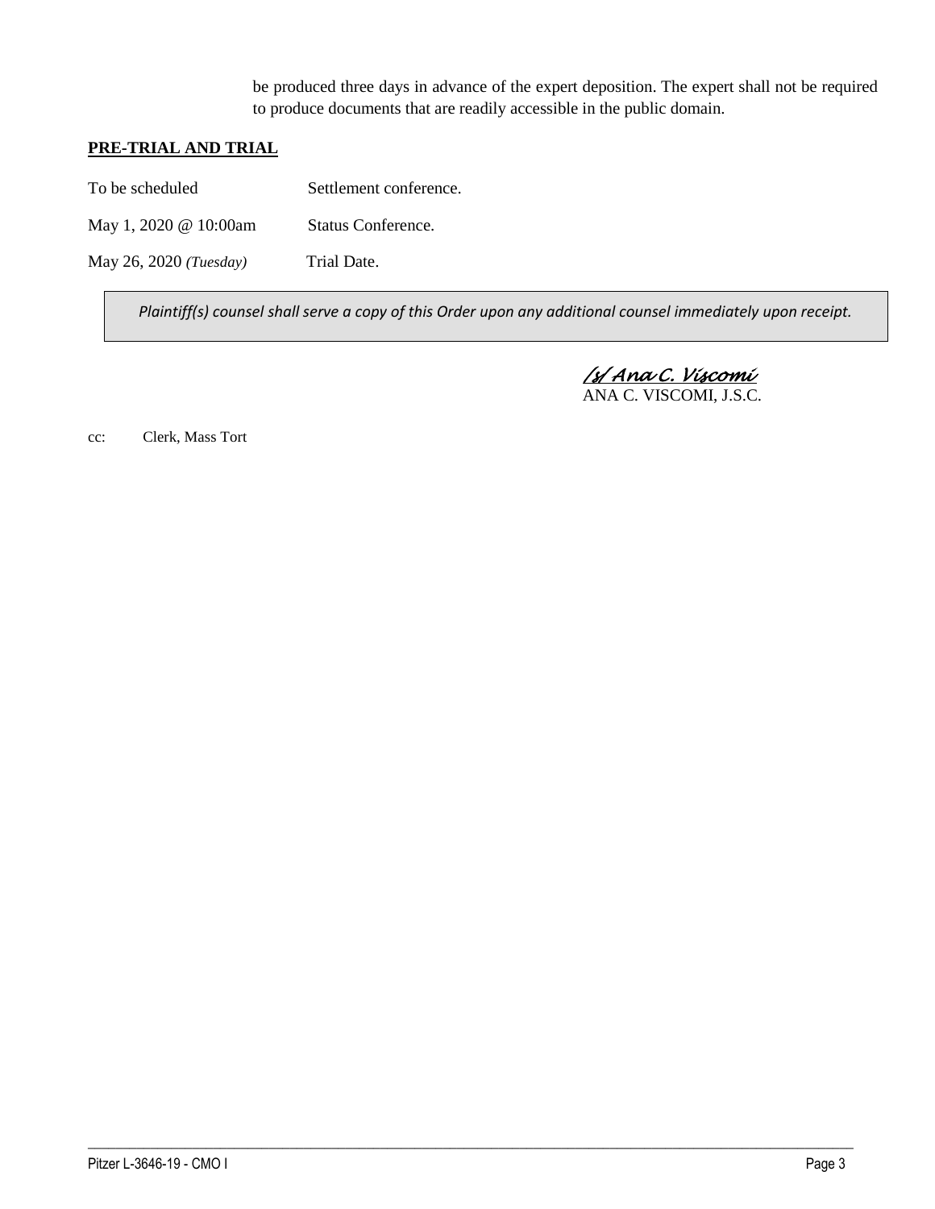be produced three days in advance of the expert deposition. The expert shall not be required to produce documents that are readily accessible in the public domain.

**PRE-TRIAL AND TRIAL**

| | |
|---|---|
| To be scheduled | Settlement conference. |
| May 1, 2020 @ 10:00am | Status Conference. |
| May 26, 2020 *(Tuesday)* | Trial Date. |

*Plaintiff(s) counsel shall serve a copy of this Order upon any additional counsel immediately upon receipt.*

*/s/ Ana C. Viscomi*
ANA C. VISCOMI, J.S.C.

cc: Clerk, Mass Tort